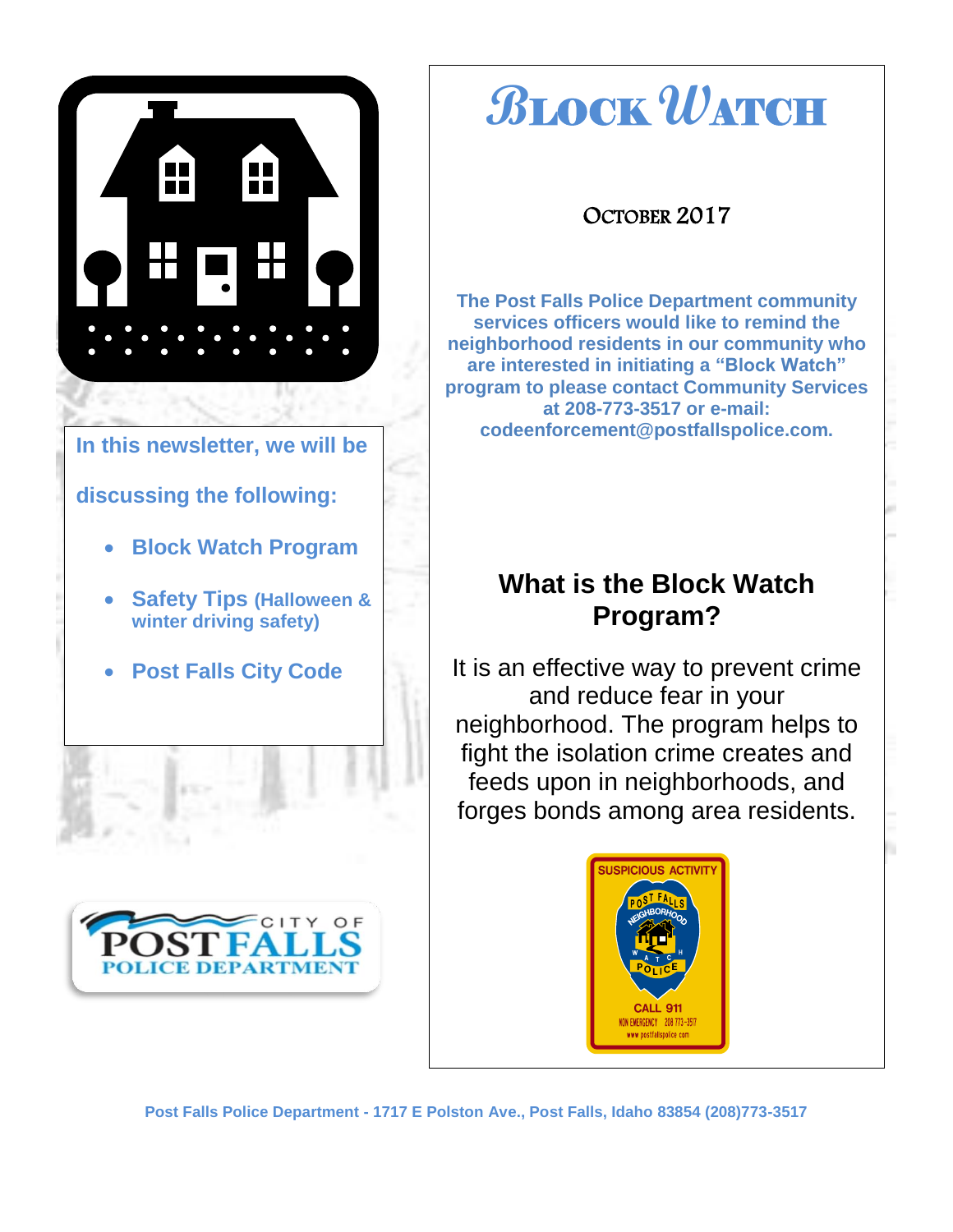# Block Watch

October 2017

**The Post Falls Police Department community services officers would like to remind the neighborhood residents in our community who are interested in initiating a "Block Watch" program to please contact Community Services at 208-773-3517 or e-mail: codeenforcement@postfallspolice.com.**

**In this newsletter, we will be discussing the following:**

- **Block Watch Program**
- **Safety Tips (Halloween & winter driving safety)**
- **Post Falls City Code**

## What is the Block Watch Program?

It is an effective way to prevent crime and reduce fear in your neighborhood. The program helps to fight the isolation crime creates and feeds upon in neighborhoods, and forges bonds among area residents.

SUSPICIOUS ACTIVITY

POST FALLS NEIGHBORHOOD WATCH POLICE

CALL 911

NON EMERGENCY 208 773-3517

www.postfallspolice.com

CITY OF POST FALLS POLICE DEPARTMENT

**Post Falls Police Department - 1717 E Polston Ave., Post Falls, Idaho 83854 (208)773-3517**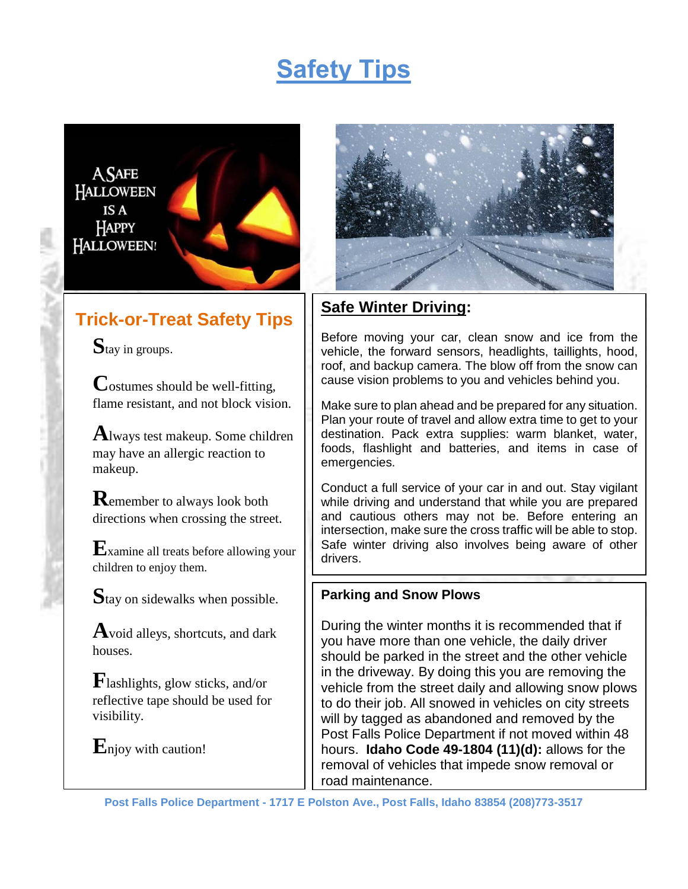# Safety Tips

A SAFE HALLOWEEN IS A HAPPY HALLOWEEN!

## Trick-or-Treat Safety Tips

**S**tay in groups.

**C**ostumes should be well-fitting, flame resistant, and not block vision.

**A**lways test makeup. Some children may have an allergic reaction to makeup.

**R**emember to always look both directions when crossing the street.

**E**xamine all treats before allowing your children to enjoy them.

**S**tay on sidewalks when possible.

**A**void alleys, shortcuts, and dark houses.

**F**lashlights, glow sticks, and/or reflective tape should be used for visibility.

**E**njoy with caution!

## Safe Winter Driving:

Before moving your car, clean snow and ice from the vehicle, the forward sensors, headlights, taillights, hood, roof, and backup camera. The blow off from the snow can cause vision problems to you and vehicles behind you.

Make sure to plan ahead and be prepared for any situation. Plan your route of travel and allow extra time to get to your destination. Pack extra supplies: warm blanket, water, foods, flashlight and batteries, and items in case of emergencies.

Conduct a full service of your car in and out. Stay vigilant while driving and understand that while you are prepared and cautious others may not be. Before entering an intersection, make sure the cross traffic will be able to stop. Safe winter driving also involves being aware of other drivers.

### Parking and Snow Plows

During the winter months it is recommended that if you have more than one vehicle, the daily driver should be parked in the street and the other vehicle in the driveway. By doing this you are removing the vehicle from the street daily and allowing snow plows to do their job. All snowed in vehicles on city streets will by tagged as abandoned and removed by the Post Falls Police Department if not moved within 48 hours. **Idaho Code 49-1804 (11)(d):** allows for the removal of vehicles that impede snow removal or road maintenance.

Post Falls Police Department - 1717 E Polston Ave., Post Falls, Idaho 83854 (208)773-3517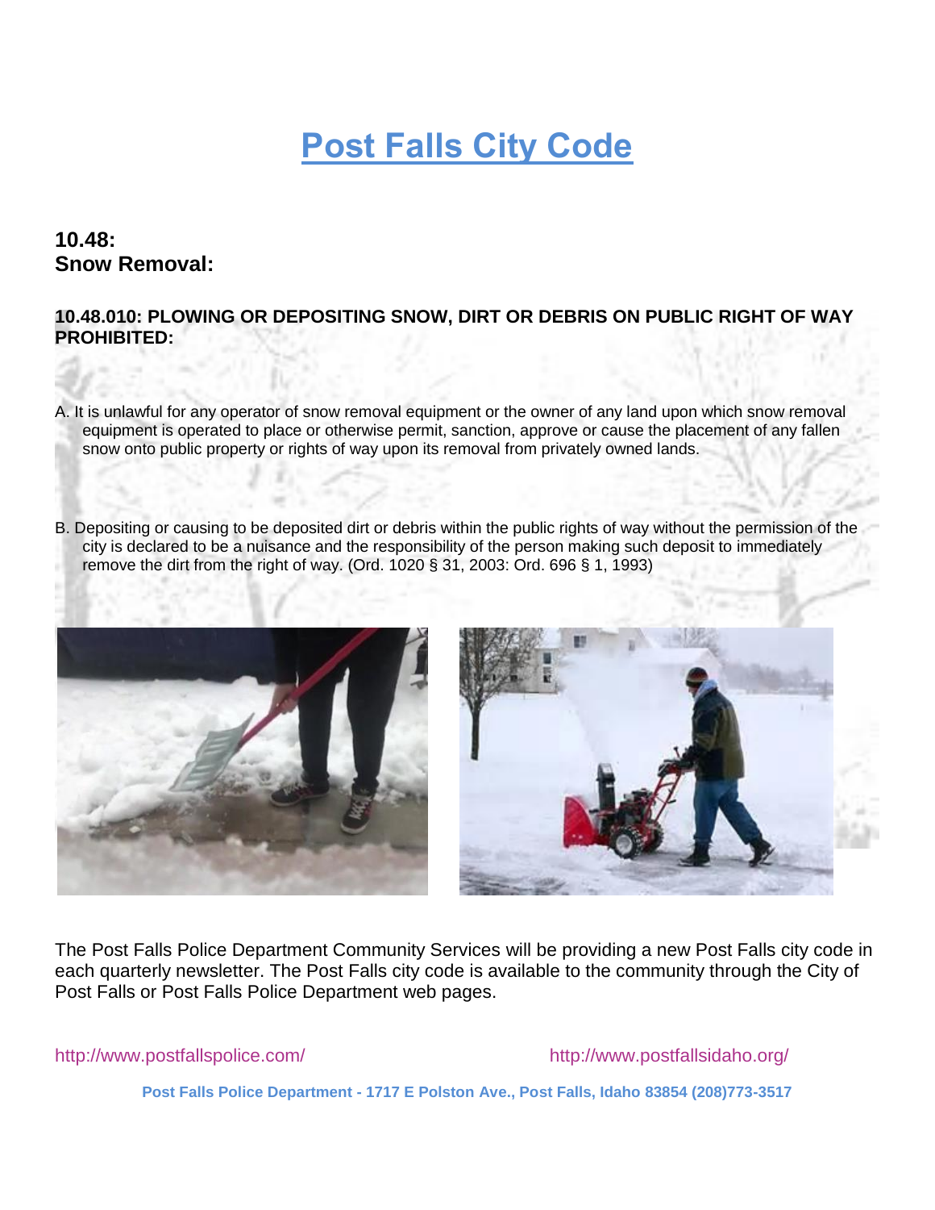# Post Falls City Code

## 10.48:
## Snow Removal:

### 10.48.010: PLOWING OR DEPOSITING SNOW, DIRT OR DEBRIS ON PUBLIC RIGHT OF WAY PROHIBITED:

A. It is unlawful for any operator of snow removal equipment or the owner of any land upon which snow removal equipment is operated to place or otherwise permit, sanction, approve or cause the placement of any fallen snow onto public property or rights of way upon its removal from privately owned lands.

B. Depositing or causing to be deposited dirt or debris within the public rights of way without the permission of the city is declared to be a nuisance and the responsibility of the person making such deposit to immediately remove the dirt from the right of way. (Ord. 1020 § 31, 2003: Ord. 696 § 1, 1993)

The Post Falls Police Department Community Services will be providing a new Post Falls city code in each quarterly newsletter. The Post Falls city code is available to the community through the City of Post Falls or Post Falls Police Department web pages.

http://www.postfallspolice.com/

http://www.postfallsidaho.org/

**Post Falls Police Department - 1717 E Polston Ave., Post Falls, Idaho 83854 (208)773-3517**